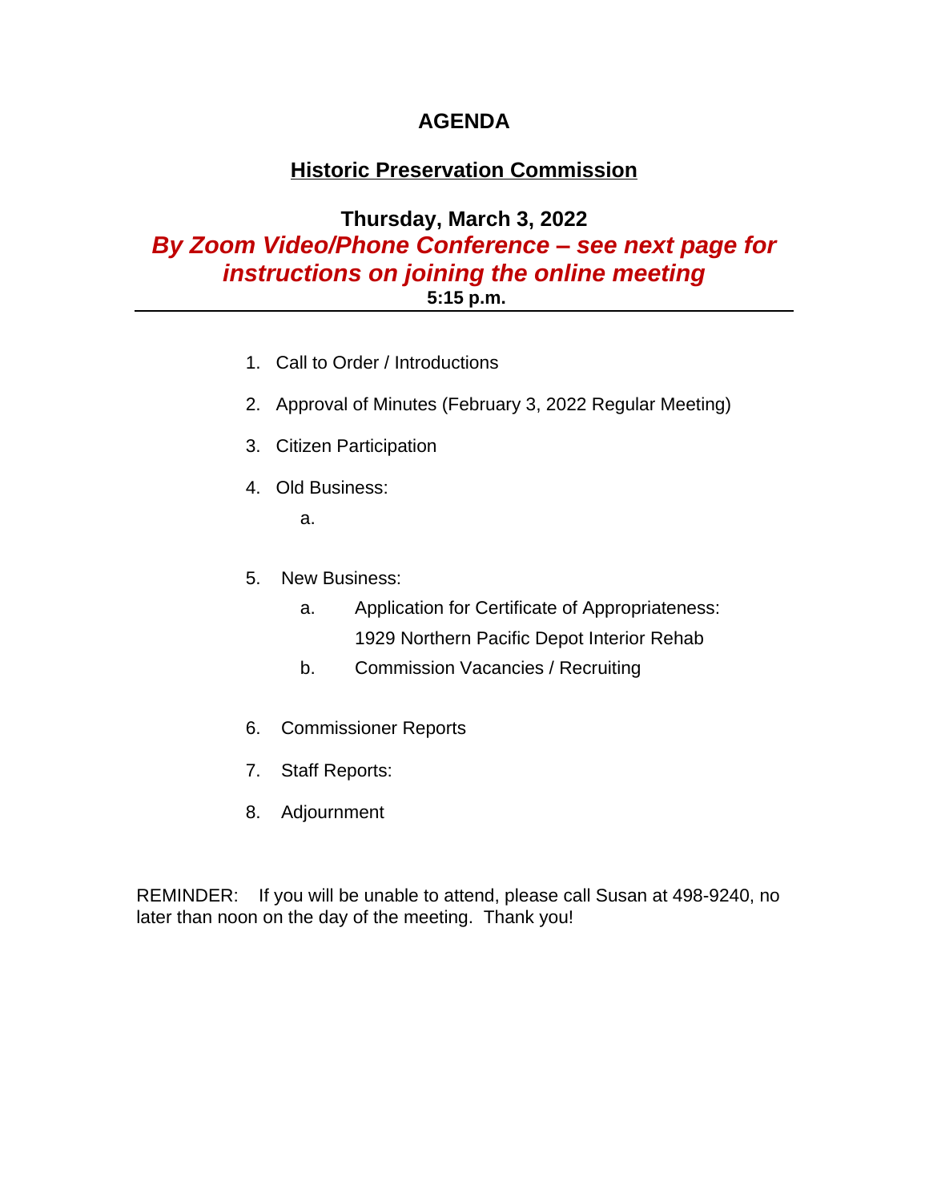# AGENDA

## Historic Preservation Commission

**Thursday, March 3, 2022**

***By Zoom Video/Phone Conference – see next page for instructions on joining the online meeting***

**5:15 p.m.**

---

1. Call to Order / Introductions
2. Approval of Minutes (February 3, 2022 Regular Meeting)
3. Citizen Participation
4. Old Business:
   a.
5. New Business:
   a. Application for Certificate of Appropriateness: 1929 Northern Pacific Depot Interior Rehab
   b. Commission Vacancies / Recruiting
6. Commissioner Reports
7. Staff Reports:
8. Adjournment

REMINDER: If you will be unable to attend, please call Susan at 498-9240, no later than noon on the day of the meeting. Thank you!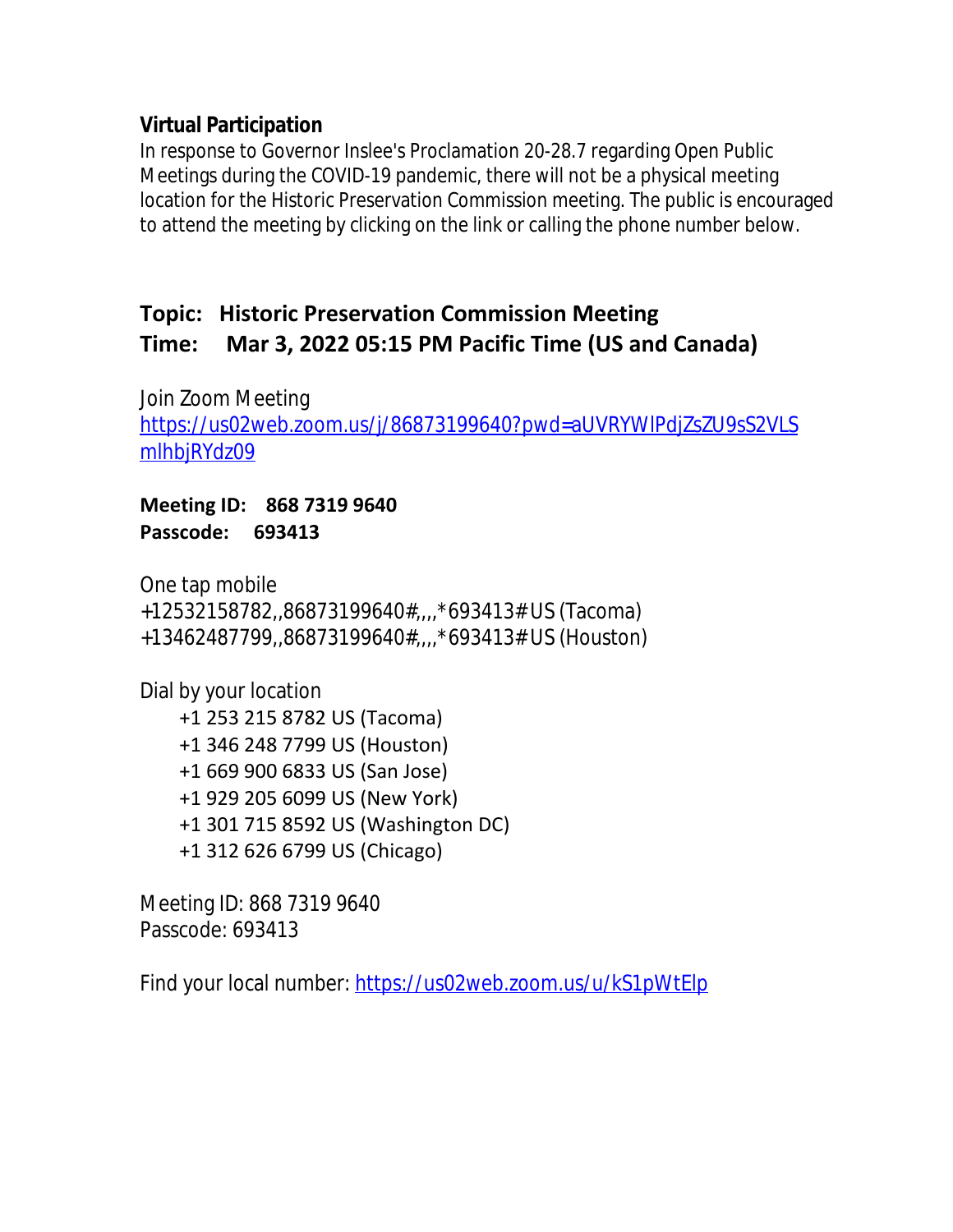**Virtual Participation**

In response to Governor Inslee's Proclamation 20-28.7 regarding Open Public Meetings during the COVID-19 pandemic, there will not be a physical meeting location for the Historic Preservation Commission meeting. The public is encouraged to attend the meeting by clicking on the link or calling the phone number below.

## Topic: Historic Preservation Commission Meeting
## Time: Mar 3, 2022 05:15 PM Pacific Time (US and Canada)

Join Zoom Meeting
https://us02web.zoom.us/j/86873199640?pwd=aUVRYWlPdjZsZU9sS2VLSmlhbjRYdz09

**Meeting ID: 868 7319 9640**
**Passcode: 693413**

One tap mobile
+12532158782,,86873199640#,,,,*693413# US (Tacoma)
+13462487799,,86873199640#,,,,*693413# US (Houston)

Dial by your location
- +1 253 215 8782 US (Tacoma)
- +1 346 248 7799 US (Houston)
- +1 669 900 6833 US (San Jose)
- +1 929 205 6099 US (New York)
- +1 301 715 8592 US (Washington DC)
- +1 312 626 6799 US (Chicago)

Meeting ID: 868 7319 9640
Passcode: 693413

Find your local number: https://us02web.zoom.us/u/kS1pWtElp